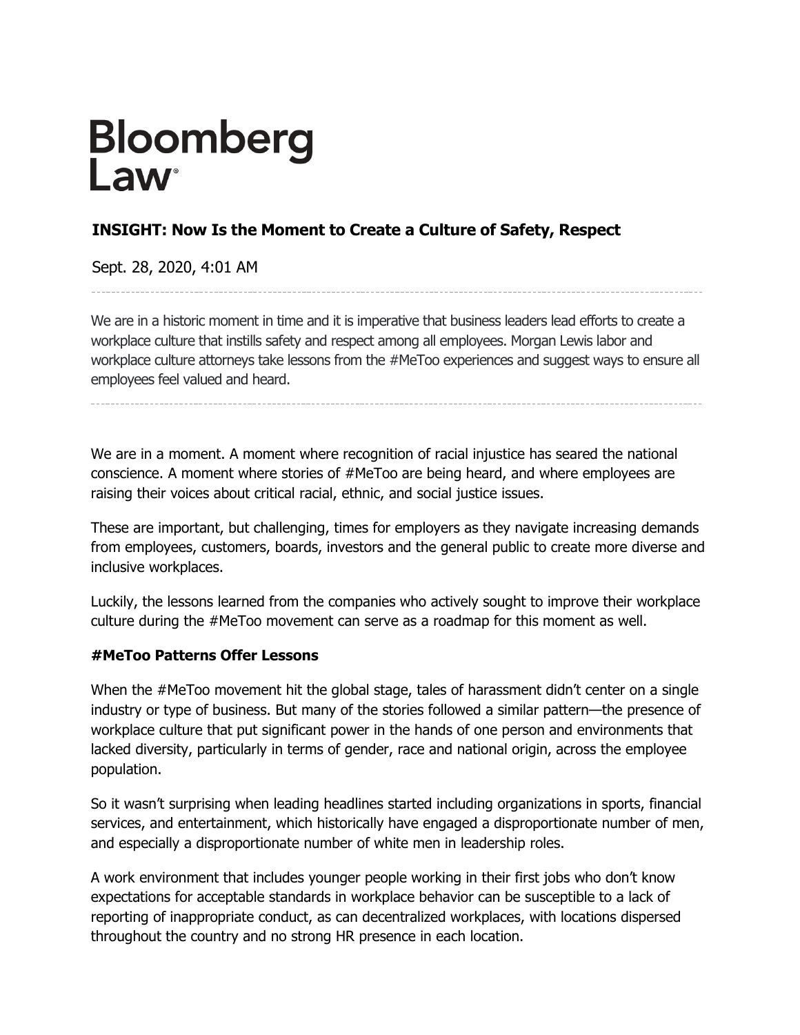# Bloomberg Law

## INSIGHT: Now Is the Moment to Create a Culture of Safety, Respect

Sept. 28, 2020, 4:01 AM

We are in a historic moment in time and it is imperative that business leaders lead efforts to create a workplace culture that instills safety and respect among all employees. Morgan Lewis labor and workplace culture attorneys take lessons from the #MeToo experiences and suggest ways to ensure all employees feel valued and heard.

We are in a moment. A moment where recognition of racial injustice has seared the national conscience. A moment where stories of #MeToo are being heard, and where employees are raising their voices about critical racial, ethnic, and social justice issues.

These are important, but challenging, times for employers as they navigate increasing demands from employees, customers, boards, investors and the general public to create more diverse and inclusive workplaces.

Luckily, the lessons learned from the companies who actively sought to improve their workplace culture during the #MeToo movement can serve as a roadmap for this moment as well.

### #MeToo Patterns Offer Lessons

When the #MeToo movement hit the global stage, tales of harassment didn't center on a single industry or type of business. But many of the stories followed a similar pattern—the presence of workplace culture that put significant power in the hands of one person and environments that lacked diversity, particularly in terms of gender, race and national origin, across the employee population.

So it wasn't surprising when leading headlines started including organizations in sports, financial services, and entertainment, which historically have engaged a disproportionate number of men, and especially a disproportionate number of white men in leadership roles.

A work environment that includes younger people working in their first jobs who don't know expectations for acceptable standards in workplace behavior can be susceptible to a lack of reporting of inappropriate conduct, as can decentralized workplaces, with locations dispersed throughout the country and no strong HR presence in each location.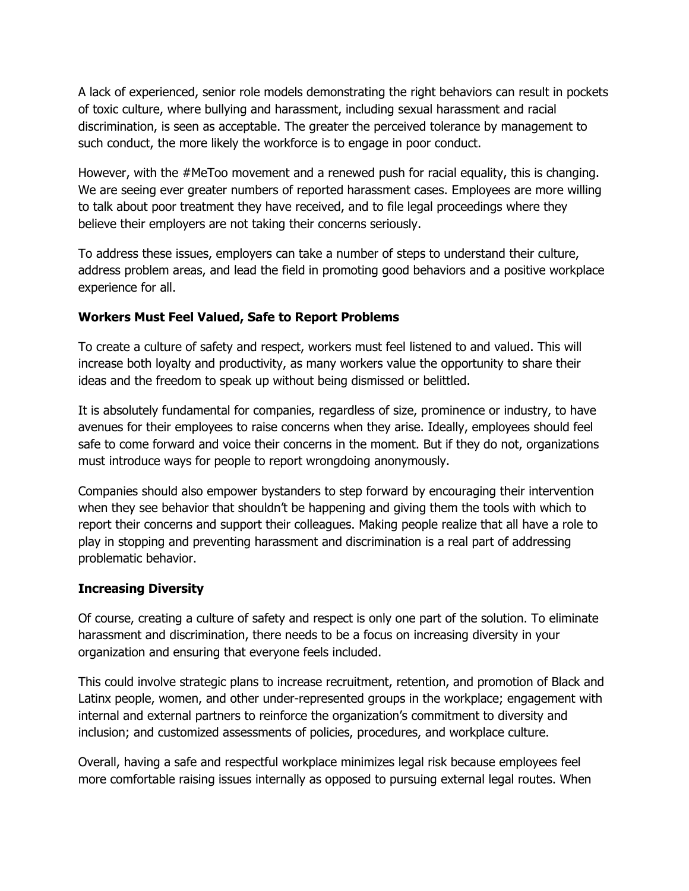A lack of experienced, senior role models demonstrating the right behaviors can result in pockets of toxic culture, where bullying and harassment, including sexual harassment and racial discrimination, is seen as acceptable. The greater the perceived tolerance by management to such conduct, the more likely the workforce is to engage in poor conduct.

However, with the #MeToo movement and a renewed push for racial equality, this is changing. We are seeing ever greater numbers of reported harassment cases. Employees are more willing to talk about poor treatment they have received, and to file legal proceedings where they believe their employers are not taking their concerns seriously.

To address these issues, employers can take a number of steps to understand their culture, address problem areas, and lead the field in promoting good behaviors and a positive workplace experience for all.

**Workers Must Feel Valued, Safe to Report Problems**

To create a culture of safety and respect, workers must feel listened to and valued. This will increase both loyalty and productivity, as many workers value the opportunity to share their ideas and the freedom to speak up without being dismissed or belittled.

It is absolutely fundamental for companies, regardless of size, prominence or industry, to have avenues for their employees to raise concerns when they arise. Ideally, employees should feel safe to come forward and voice their concerns in the moment. But if they do not, organizations must introduce ways for people to report wrongdoing anonymously.

Companies should also empower bystanders to step forward by encouraging their intervention when they see behavior that shouldn't be happening and giving them the tools with which to report their concerns and support their colleagues. Making people realize that all have a role to play in stopping and preventing harassment and discrimination is a real part of addressing problematic behavior.

**Increasing Diversity**

Of course, creating a culture of safety and respect is only one part of the solution. To eliminate harassment and discrimination, there needs to be a focus on increasing diversity in your organization and ensuring that everyone feels included.

This could involve strategic plans to increase recruitment, retention, and promotion of Black and Latinx people, women, and other under-represented groups in the workplace; engagement with internal and external partners to reinforce the organization's commitment to diversity and inclusion; and customized assessments of policies, procedures, and workplace culture.

Overall, having a safe and respectful workplace minimizes legal risk because employees feel more comfortable raising issues internally as opposed to pursuing external legal routes. When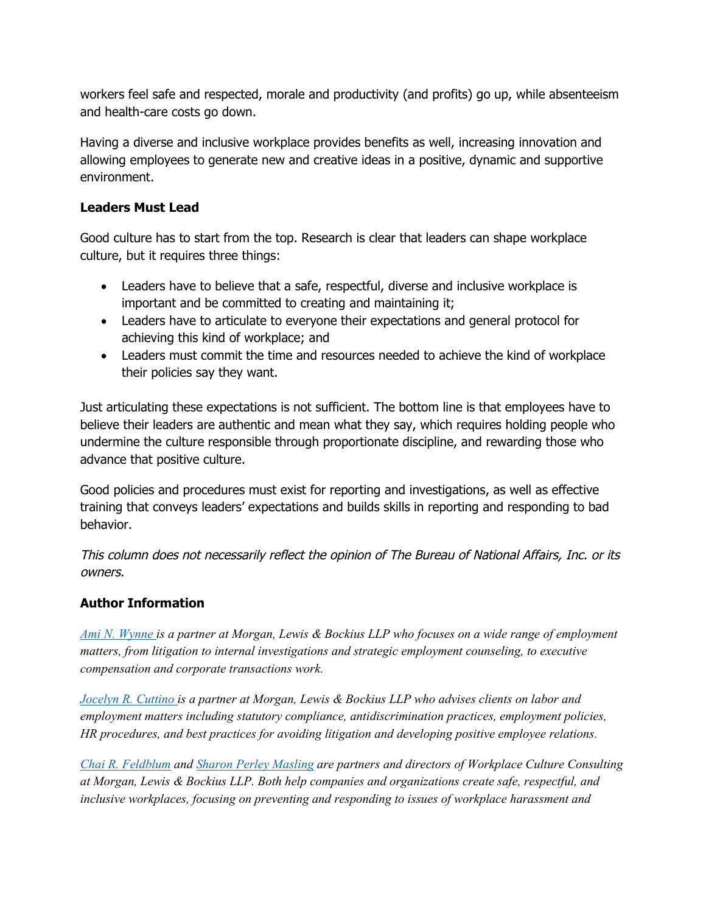workers feel safe and respected, morale and productivity (and profits) go up, while absenteeism and health-care costs go down.

Having a diverse and inclusive workplace provides benefits as well, increasing innovation and allowing employees to generate new and creative ideas in a positive, dynamic and supportive environment.

### Leaders Must Lead

Good culture has to start from the top. Research is clear that leaders can shape workplace culture, but it requires three things:

- Leaders have to believe that a safe, respectful, diverse and inclusive workplace is important and be committed to creating and maintaining it;
- Leaders have to articulate to everyone their expectations and general protocol for achieving this kind of workplace; and
- Leaders must commit the time and resources needed to achieve the kind of workplace their policies say they want.

Just articulating these expectations is not sufficient. The bottom line is that employees have to believe their leaders are authentic and mean what they say, which requires holding people who undermine the culture responsible through proportionate discipline, and rewarding those who advance that positive culture.

Good policies and procedures must exist for reporting and investigations, as well as effective training that conveys leaders' expectations and builds skills in reporting and responding to bad behavior.

*This column does not necessarily reflect the opinion of The Bureau of National Affairs, Inc. or its owners.*

### Author Information

*Ami N. Wynne is a partner at Morgan, Lewis & Bockius LLP who focuses on a wide range of employment matters, from litigation to internal investigations and strategic employment counseling, to executive compensation and corporate transactions work.*

*Jocelyn R. Cuttino is a partner at Morgan, Lewis & Bockius LLP who advises clients on labor and employment matters including statutory compliance, antidiscrimination practices, employment policies, HR procedures, and best practices for avoiding litigation and developing positive employee relations.*

*Chai R. Feldblum and Sharon Perley Masling are partners and directors of Workplace Culture Consulting at Morgan, Lewis & Bockius LLP. Both help companies and organizations create safe, respectful, and inclusive workplaces, focusing on preventing and responding to issues of workplace harassment and*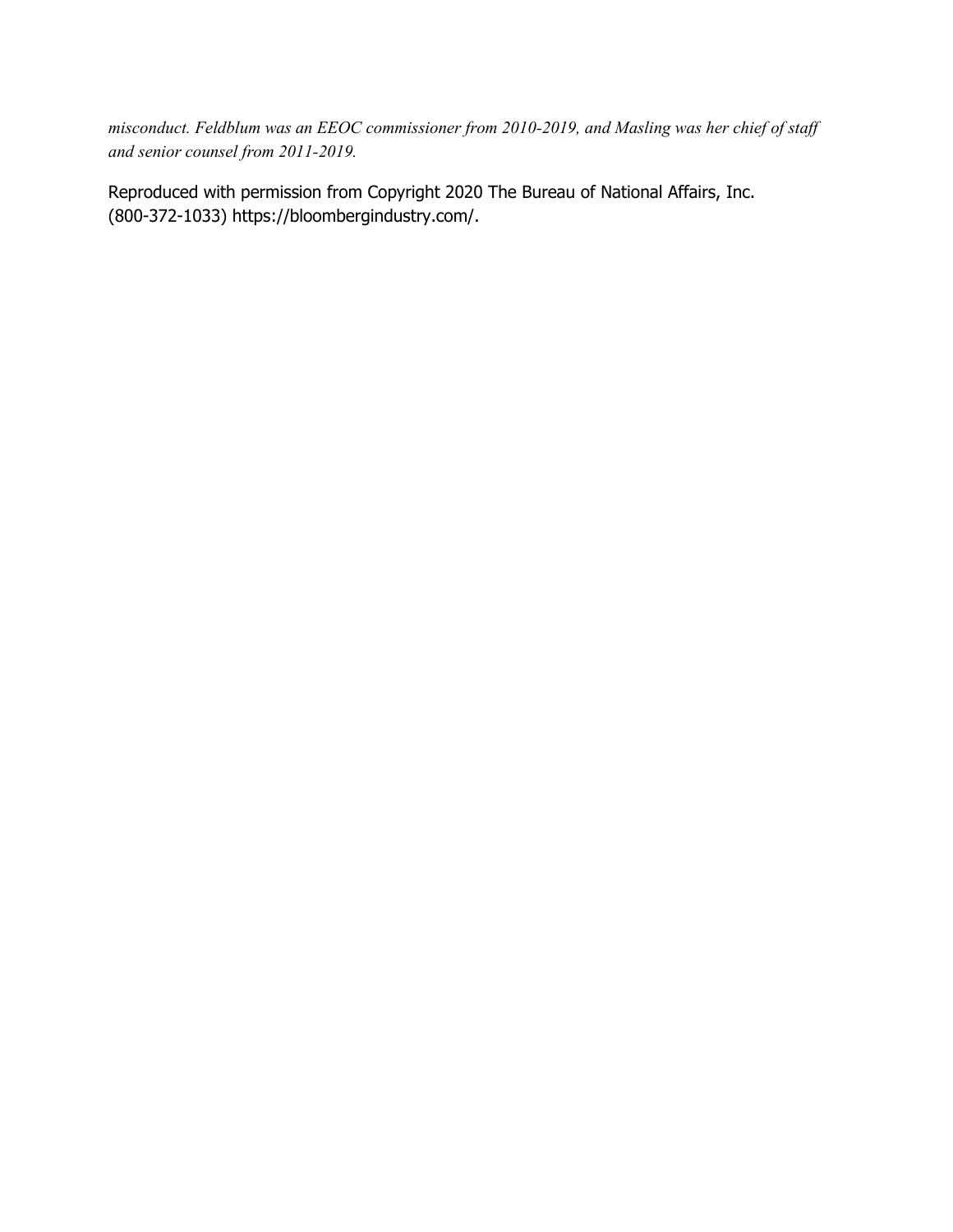*misconduct. Feldblum was an EEOC commissioner from 2010-2019, and Masling was her chief of staff and senior counsel from 2011-2019.*

Reproduced with permission from Copyright 2020 The Bureau of National Affairs, Inc. (800-372-1033) https://bloombergindustry.com/.